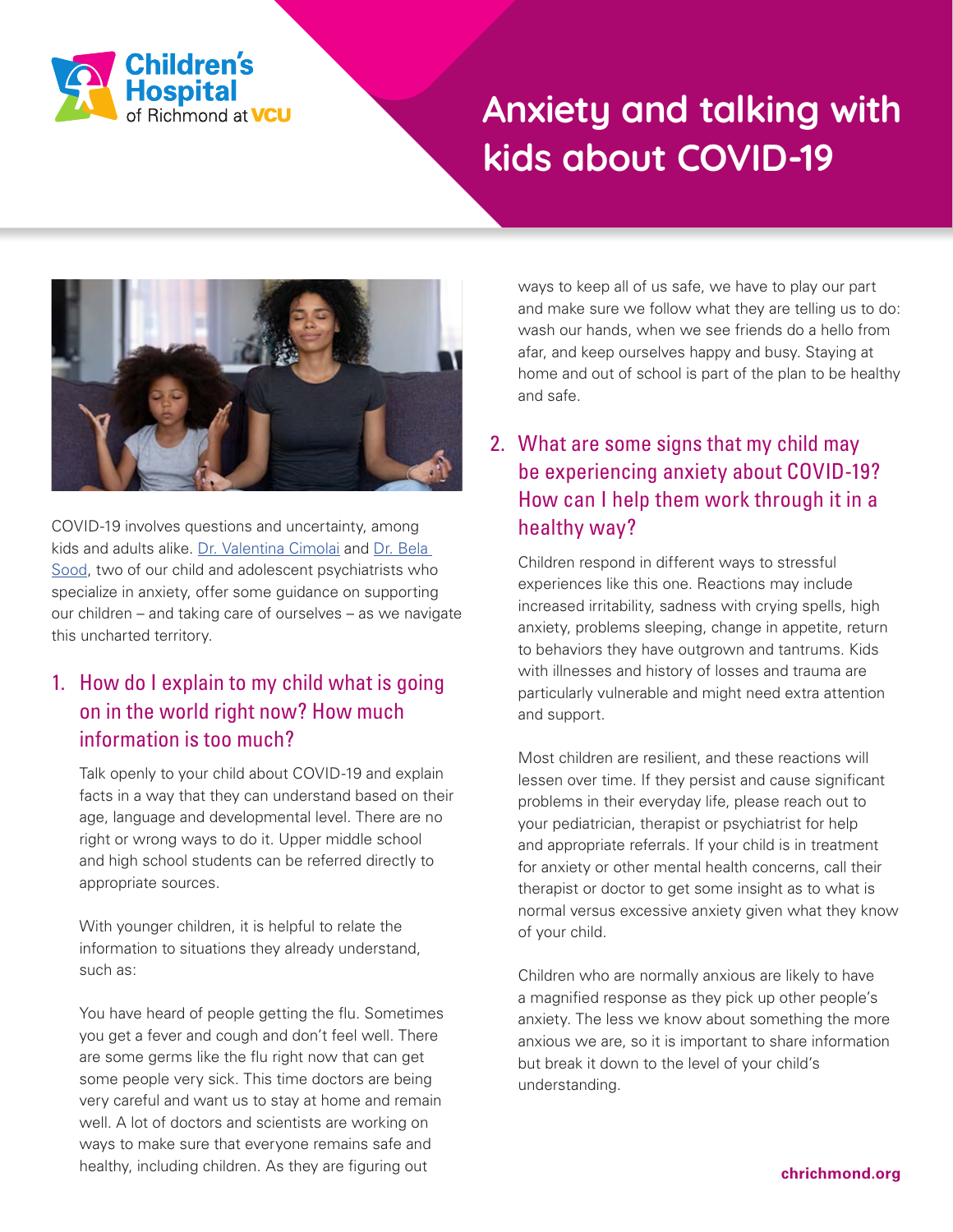# Anxiety and talking with kids about COVID-19

COVID-19 involves questions and uncertainty, among kids and adults alike. Dr. Valentina Cimolai and Dr. Bela Sood, two of our child and adolescent psychiatrists who specialize in anxiety, offer some guidance on supporting our children – and taking care of ourselves – as we navigate this uncharted territory.

## 1. How do I explain to my child what is going on in the world right now? How much information is too much?

Talk openly to your child about COVID-19 and explain facts in a way that they can understand based on their age, language and developmental level. There are no right or wrong ways to do it. Upper middle school and high school students can be referred directly to appropriate sources.

With younger children, it is helpful to relate the information to situations they already understand, such as:

You have heard of people getting the flu. Sometimes you get a fever and cough and don't feel well. There are some germs like the flu right now that can get some people very sick. This time doctors are being very careful and want us to stay at home and remain well. A lot of doctors and scientists are working on ways to make sure that everyone remains safe and healthy, including children. As they are figuring out ways to keep all of us safe, we have to play our part and make sure we follow what they are telling us to do: wash our hands, when we see friends do a hello from afar, and keep ourselves happy and busy. Staying at home and out of school is part of the plan to be healthy and safe.

## 2. What are some signs that my child may be experiencing anxiety about COVID-19? How can I help them work through it in a healthy way?

Children respond in different ways to stressful experiences like this one. Reactions may include increased irritability, sadness with crying spells, high anxiety, problems sleeping, change in appetite, return to behaviors they have outgrown and tantrums. Kids with illnesses and history of losses and trauma are particularly vulnerable and might need extra attention and support.

Most children are resilient, and these reactions will lessen over time. If they persist and cause significant problems in their everyday life, please reach out to your pediatrician, therapist or psychiatrist for help and appropriate referrals. If your child is in treatment for anxiety or other mental health concerns, call their therapist or doctor to get some insight as to what is normal versus excessive anxiety given what they know of your child.

Children who are normally anxious are likely to have a magnified response as they pick up other people's anxiety. The less we know about something the more anxious we are, so it is important to share information but break it down to the level of your child's understanding.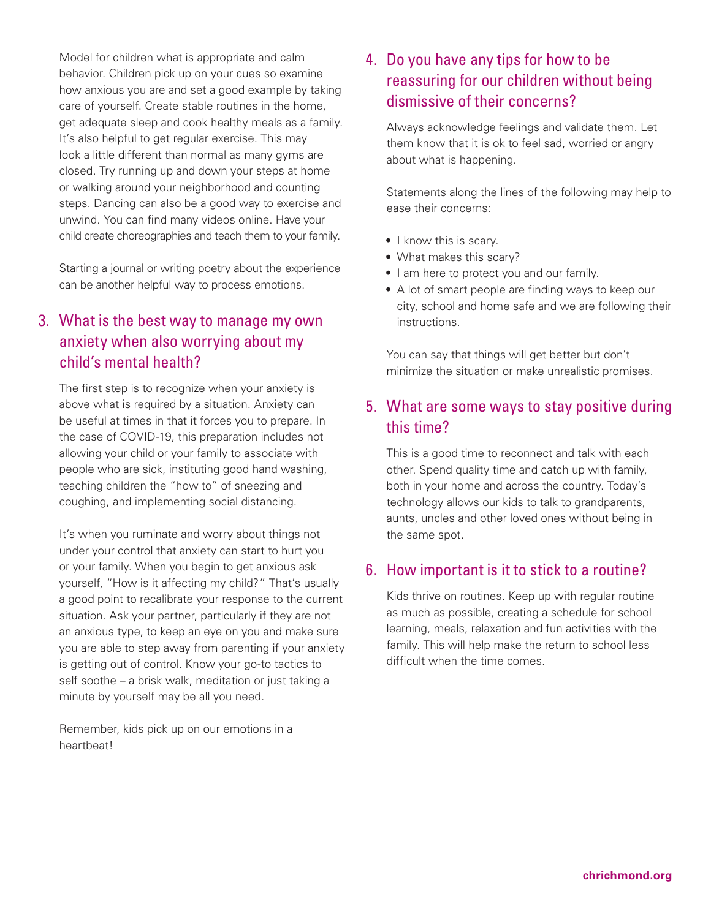Model for children what is appropriate and calm behavior. Children pick up on your cues so examine how anxious you are and set a good example by taking care of yourself. Create stable routines in the home, get adequate sleep and cook healthy meals as a family. It's also helpful to get regular exercise. This may look a little different than normal as many gyms are closed. Try running up and down your steps at home or walking around your neighborhood and counting steps. Dancing can also be a good way to exercise and unwind. You can find many videos online. Have your child create choreographies and teach them to your family.

Starting a journal or writing poetry about the experience can be another helpful way to process emotions.

## 3. What is the best way to manage my own anxiety when also worrying about my child's mental health?

The first step is to recognize when your anxiety is above what is required by a situation. Anxiety can be useful at times in that it forces you to prepare. In the case of COVID-19, this preparation includes not allowing your child or your family to associate with people who are sick, instituting good hand washing, teaching children the "how to" of sneezing and coughing, and implementing social distancing.

It's when you ruminate and worry about things not under your control that anxiety can start to hurt you or your family. When you begin to get anxious ask yourself, "How is it affecting my child?" That's usually a good point to recalibrate your response to the current situation. Ask your partner, particularly if they are not an anxious type, to keep an eye on you and make sure you are able to step away from parenting if your anxiety is getting out of control. Know your go-to tactics to self soothe – a brisk walk, meditation or just taking a minute by yourself may be all you need.

Remember, kids pick up on our emotions in a heartbeat!

## 4. Do you have any tips for how to be reassuring for our children without being dismissive of their concerns?

Always acknowledge feelings and validate them. Let them know that it is ok to feel sad, worried or angry about what is happening.

Statements along the lines of the following may help to ease their concerns:

- I know this is scary.
- What makes this scary?
- I am here to protect you and our family.
- A lot of smart people are finding ways to keep our city, school and home safe and we are following their instructions.

You can say that things will get better but don't minimize the situation or make unrealistic promises.

## 5. What are some ways to stay positive during this time?

This is a good time to reconnect and talk with each other. Spend quality time and catch up with family, both in your home and across the country. Today's technology allows our kids to talk to grandparents, aunts, uncles and other loved ones without being in the same spot.

## 6. How important is it to stick to a routine?

Kids thrive on routines. Keep up with regular routine as much as possible, creating a schedule for school learning, meals, relaxation and fun activities with the family. This will help make the return to school less difficult when the time comes.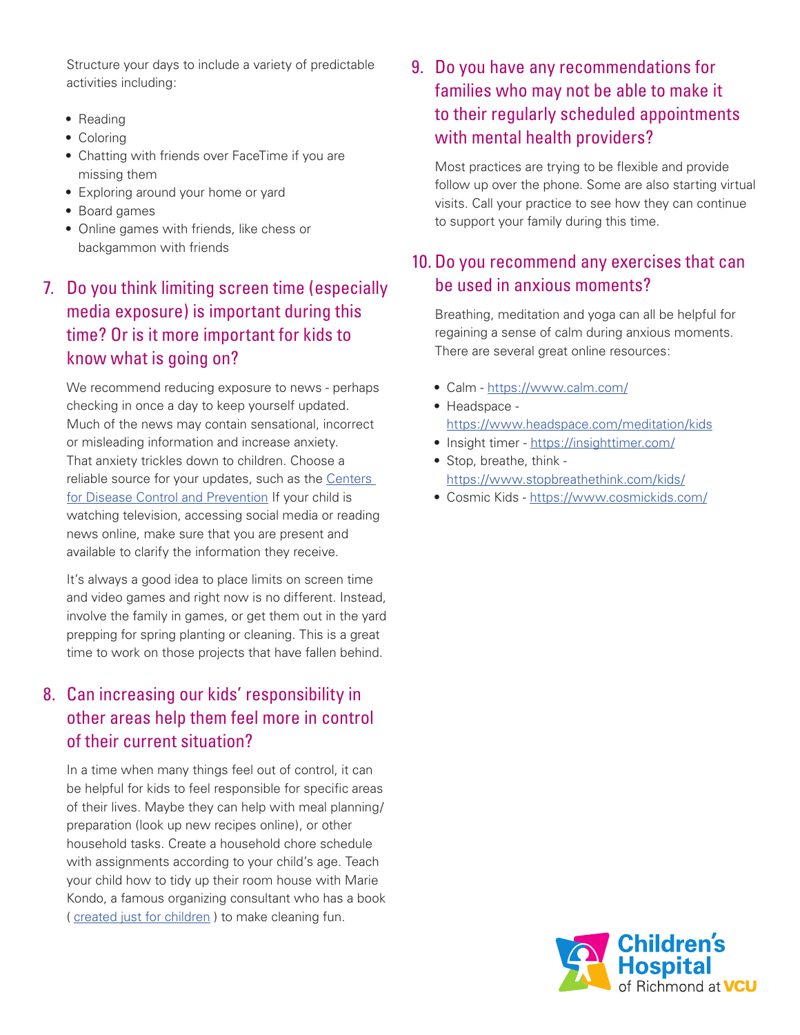Structure your days to include a variety of predictable activities including:

- Reading
- Coloring
- Chatting with friends over FaceTime if you are missing them
- Exploring around your home or yard
- Board games
- Online games with friends, like chess or backgammon with friends

## 7. Do you think limiting screen time (especially media exposure) is important during this time? Or is it more important for kids to know what is going on?

We recommend reducing exposure to news - perhaps checking in once a day to keep yourself updated. Much of the news may contain sensational, incorrect or misleading information and increase anxiety. That anxiety trickles down to children. Choose a reliable source for your updates, such as the Centers for Disease Control and Prevention If your child is watching television, accessing social media or reading news online, make sure that you are present and available to clarify the information they receive.

It's always a good idea to place limits on screen time and video games and right now is no different. Instead, involve the family in games, or get them out in the yard prepping for spring planting or cleaning. This is a great time to work on those projects that have fallen behind.

## 8. Can increasing our kids' responsibility in other areas help them feel more in control of their current situation?

In a time when many things feel out of control, it can be helpful for kids to feel responsible for specific areas of their lives. Maybe they can help with meal planning/ preparation (look up new recipes online), or other household tasks. Create a household chore schedule with assignments according to your child's age. Teach your child how to tidy up their room house with Marie Kondo, a famous organizing consultant who has a book ( created just for children ) to make cleaning fun.

## 9. Do you have any recommendations for families who may not be able to make it to their regularly scheduled appointments with mental health providers?

Most practices are trying to be flexible and provide follow up over the phone. Some are also starting virtual visits. Call your practice to see how they can continue to support your family during this time.

## 10. Do you recommend any exercises that can be used in anxious moments?

Breathing, meditation and yoga can all be helpful for regaining a sense of calm during anxious moments. There are several great online resources:

- Calm - https://www.calm.com/
- Headspace - https://www.headspace.com/meditation/kids
- Insight timer - https://insighttimer.com/
- Stop, breathe, think - https://www.stopbreathethink.com/kids/
- Cosmic Kids - https://www.cosmickids.com/

Children's Hospital of Richmond at VCU